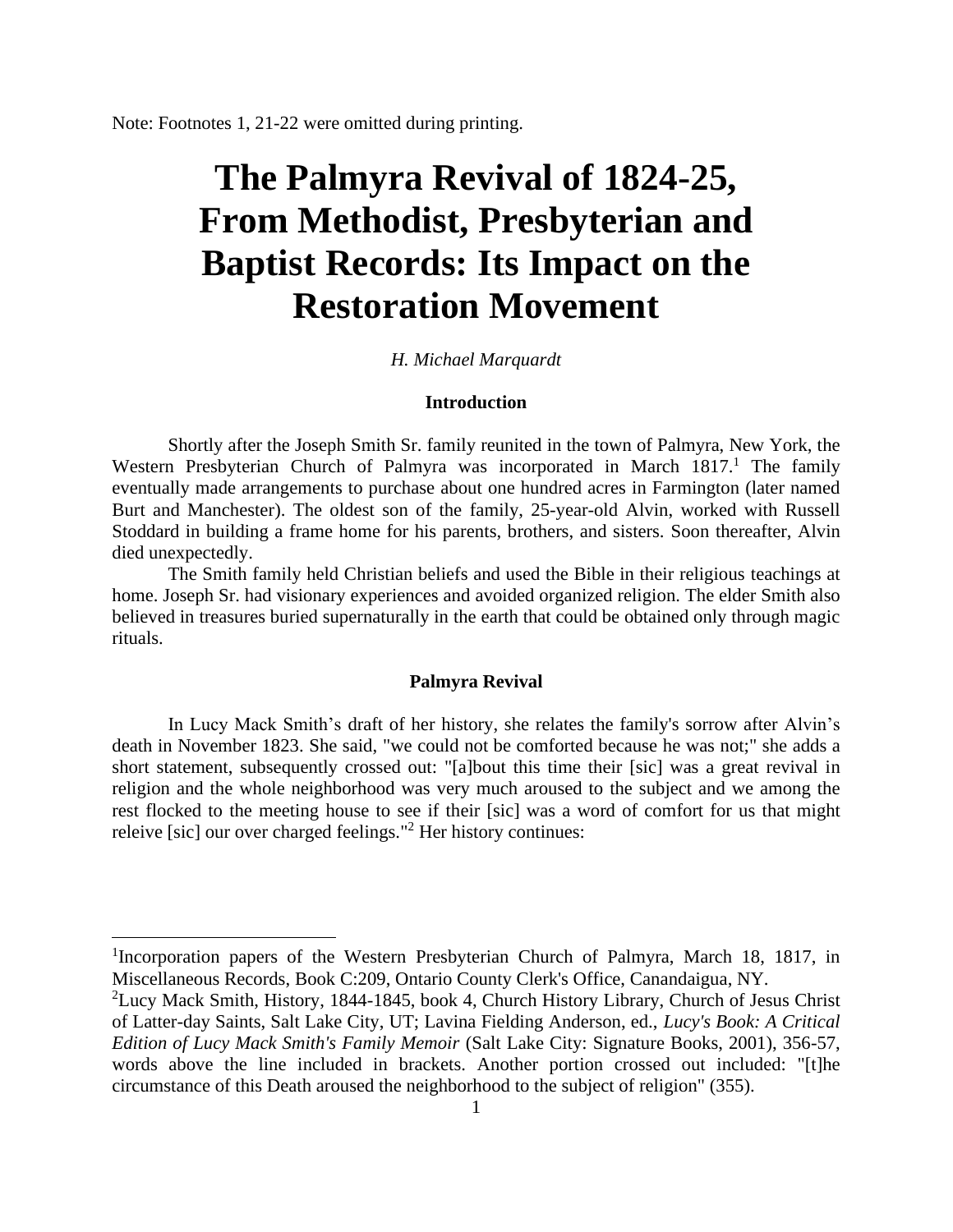Note: Footnotes 1, 21-22 were omitted during printing.

# The Palmyra Revival of 1824-25, From Methodist, Presbyterian and Baptist Records: Its Impact on the Restoration Movement

*H. Michael Marquardt*

### Introduction

Shortly after the Joseph Smith Sr. family reunited in the town of Palmyra, New York, the Western Presbyterian Church of Palmyra was incorporated in March 1817.[1] The family eventually made arrangements to purchase about one hundred acres in Farmington (later named Burt and Manchester). The oldest son of the family, 25-year-old Alvin, worked with Russell Stoddard in building a frame home for his parents, brothers, and sisters. Soon thereafter, Alvin died unexpectedly.

The Smith family held Christian beliefs and used the Bible in their religious teachings at home. Joseph Sr. had visionary experiences and avoided organized religion. The elder Smith also believed in treasures buried supernaturally in the earth that could be obtained only through magic rituals.

### Palmyra Revival

In Lucy Mack Smith's draft of her history, she relates the family's sorrow after Alvin's death in November 1823. She said, "we could not be comforted because he was not;" she adds a short statement, subsequently crossed out: "[a]bout this time their [sic] was a great revival in religion and the whole neighborhood was very much aroused to the subject and we among the rest flocked to the meeting house to see if their [sic] was a word of comfort for us that might releive [sic] our over charged feelings."[2] Her history continues:

---

[1]Incorporation papers of the Western Presbyterian Church of Palmyra, March 18, 1817, in Miscellaneous Records, Book C:209, Ontario County Clerk's Office, Canandaigua, NY.

[2]Lucy Mack Smith, History, 1844-1845, book 4, Church History Library, Church of Jesus Christ of Latter-day Saints, Salt Lake City, UT; Lavina Fielding Anderson, ed., *Lucy's Book: A Critical Edition of Lucy Mack Smith's Family Memoir* (Salt Lake City: Signature Books, 2001), 356-57, words above the line included in brackets. Another portion crossed out included: "[t]he circumstance of this Death aroused the neighborhood to the subject of religion" (355).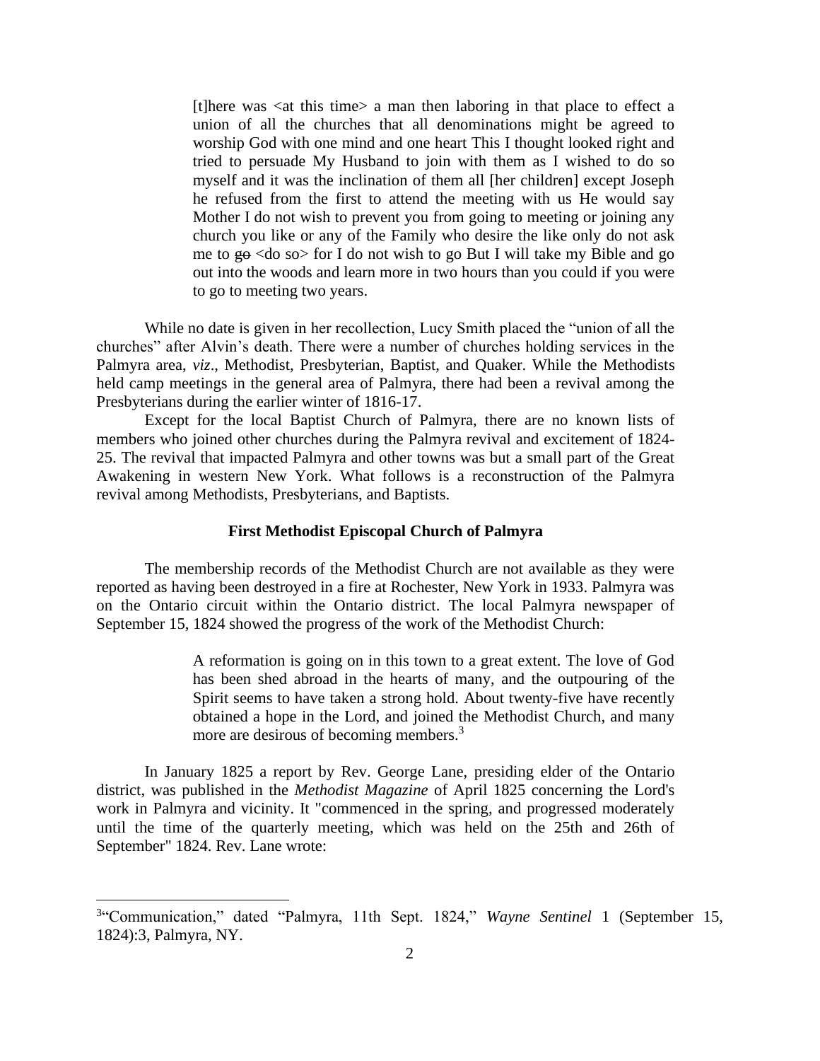> [t]here was <at this time> a man then laboring in that place to effect a union of all the churches that all denominations might be agreed to worship God with one mind and one heart This I thought looked right and tried to persuade My Husband to join with them as I wished to do so myself and it was the inclination of them all [her children] except Joseph he refused from the first to attend the meeting with us He would say Mother I do not wish to prevent you from going to meeting or joining any church you like or any of the Family who desire the like only do not ask me to ~~go~~ <do so> for I do not wish to go But I will take my Bible and go out into the woods and learn more in two hours than you could if you were to go to meeting two years.

While no date is given in her recollection, Lucy Smith placed the "union of all the churches" after Alvin's death. There were a number of churches holding services in the Palmyra area, *viz*., Methodist, Presbyterian, Baptist, and Quaker. While the Methodists held camp meetings in the general area of Palmyra, there had been a revival among the Presbyterians during the earlier winter of 1816-17.

Except for the local Baptist Church of Palmyra, there are no known lists of members who joined other churches during the Palmyra revival and excitement of 1824-25. The revival that impacted Palmyra and other towns was but a small part of the Great Awakening in western New York. What follows is a reconstruction of the Palmyra revival among Methodists, Presbyterians, and Baptists.

### First Methodist Episcopal Church of Palmyra

The membership records of the Methodist Church are not available as they were reported as having been destroyed in a fire at Rochester, New York in 1933. Palmyra was on the Ontario circuit within the Ontario district. The local Palmyra newspaper of September 15, 1824 showed the progress of the work of the Methodist Church:

> A reformation is going on in this town to a great extent. The love of God has been shed abroad in the hearts of many, and the outpouring of the Spirit seems to have taken a strong hold. About twenty-five have recently obtained a hope in the Lord, and joined the Methodist Church, and many more are desirous of becoming members.[3]

In January 1825 a report by Rev. George Lane, presiding elder of the Ontario district, was published in the *Methodist Magazine* of April 1825 concerning the Lord's work in Palmyra and vicinity. It "commenced in the spring, and progressed moderately until the time of the quarterly meeting, which was held on the 25th and 26th of September" 1824. Rev. Lane wrote:

---

[3]"Communication," dated "Palmyra, 11th Sept. 1824," *Wayne Sentinel* 1 (September 15, 1824):3, Palmyra, NY.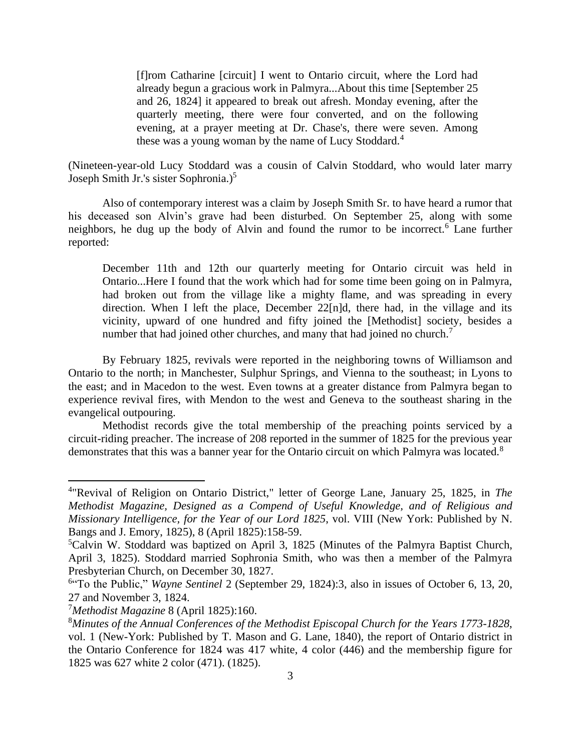> [f]rom Catharine [circuit] I went to Ontario circuit, where the Lord had already begun a gracious work in Palmyra...About this time [September 25 and 26, 1824] it appeared to break out afresh. Monday evening, after the quarterly meeting, there were four converted, and on the following evening, at a prayer meeting at Dr. Chase's, there were seven. Among these was a young woman by the name of Lucy Stoddard.[4]

(Nineteen-year-old Lucy Stoddard was a cousin of Calvin Stoddard, who would later marry Joseph Smith Jr.'s sister Sophronia.)[5]

Also of contemporary interest was a claim by Joseph Smith Sr. to have heard a rumor that his deceased son Alvin's grave had been disturbed. On September 25, along with some neighbors, he dug up the body of Alvin and found the rumor to be incorrect.[6] Lane further reported:

> December 11th and 12th our quarterly meeting for Ontario circuit was held in Ontario...Here I found that the work which had for some time been going on in Palmyra, had broken out from the village like a mighty flame, and was spreading in every direction. When I left the place, December 22[n]d, there had, in the village and its vicinity, upward of one hundred and fifty joined the [Methodist] society, besides a number that had joined other churches, and many that had joined no church.[7]

By February 1825, revivals were reported in the neighboring towns of Williamson and Ontario to the north; in Manchester, Sulphur Springs, and Vienna to the southeast; in Lyons to the east; and in Macedon to the west. Even towns at a greater distance from Palmyra began to experience revival fires, with Mendon to the west and Geneva to the southeast sharing in the evangelical outpouring.

Methodist records give the total membership of the preaching points serviced by a circuit-riding preacher. The increase of 208 reported in the summer of 1825 for the previous year demonstrates that this was a banner year for the Ontario circuit on which Palmyra was located.[8]

---

[4]"Revival of Religion on Ontario District," letter of George Lane, January 25, 1825, in *The Methodist Magazine, Designed as a Compend of Useful Knowledge, and of Religious and Missionary Intelligence, for the Year of our Lord 1825*, vol. VIII (New York: Published by N. Bangs and J. Emory, 1825), 8 (April 1825):158-59.

[5]Calvin W. Stoddard was baptized on April 3, 1825 (Minutes of the Palmyra Baptist Church, April 3, 1825). Stoddard married Sophronia Smith, who was then a member of the Palmyra Presbyterian Church, on December 30, 1827.

[6]"To the Public," *Wayne Sentinel* 2 (September 29, 1824):3, also in issues of October 6, 13, 20, 27 and November 3, 1824.

[7]*Methodist Magazine* 8 (April 1825):160.

[8]*Minutes of the Annual Conferences of the Methodist Episcopal Church for the Years 1773-1828*, vol. 1 (New-York: Published by T. Mason and G. Lane, 1840), the report of Ontario district in the Ontario Conference for 1824 was 417 white, 4 color (446) and the membership figure for 1825 was 627 white 2 color (471). (1825).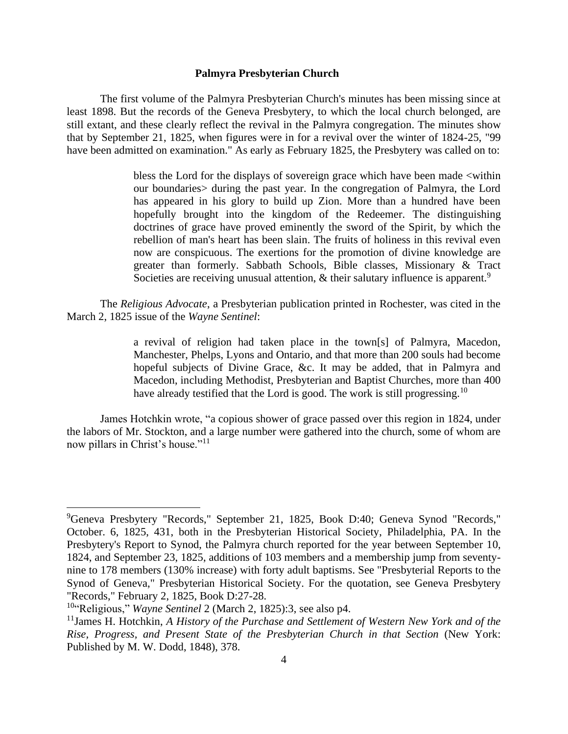### Palmyra Presbyterian Church

The first volume of the Palmyra Presbyterian Church's minutes has been missing since at least 1898. But the records of the Geneva Presbytery, to which the local church belonged, are still extant, and these clearly reflect the revival in the Palmyra congregation. The minutes show that by September 21, 1825, when figures were in for a revival over the winter of 1824-25, "99 have been admitted on examination." As early as February 1825, the Presbytery was called on to:

> bless the Lord for the displays of sovereign grace which have been made <within our boundaries> during the past year. In the congregation of Palmyra, the Lord has appeared in his glory to build up Zion. More than a hundred have been hopefully brought into the kingdom of the Redeemer. The distinguishing doctrines of grace have proved eminently the sword of the Spirit, by which the rebellion of man's heart has been slain. The fruits of holiness in this revival even now are conspicuous. The exertions for the promotion of divine knowledge are greater than formerly. Sabbath Schools, Bible classes, Missionary & Tract Societies are receiving unusual attention, & their salutary influence is apparent.[9]

The *Religious Advocate*, a Presbyterian publication printed in Rochester, was cited in the March 2, 1825 issue of the *Wayne Sentinel*:

> a revival of religion had taken place in the town[s] of Palmyra, Macedon, Manchester, Phelps, Lyons and Ontario, and that more than 200 souls had become hopeful subjects of Divine Grace, &c. It may be added, that in Palmyra and Macedon, including Methodist, Presbyterian and Baptist Churches, more than 400 have already testified that the Lord is good. The work is still progressing.[10]

James Hotchkin wrote, "a copious shower of grace passed over this region in 1824, under the labors of Mr. Stockton, and a large number were gathered into the church, some of whom are now pillars in Christ's house."[11]

---

[9]Geneva Presbytery "Records," September 21, 1825, Book D:40; Geneva Synod "Records," October. 6, 1825, 431, both in the Presbyterian Historical Society, Philadelphia, PA. In the Presbytery's Report to Synod, the Palmyra church reported for the year between September 10, 1824, and September 23, 1825, additions of 103 members and a membership jump from seventy-nine to 178 members (130% increase) with forty adult baptisms. See "Presbyterial Reports to the Synod of Geneva," Presbyterian Historical Society. For the quotation, see Geneva Presbytery "Records," February 2, 1825, Book D:27-28.

[10]"Religious," *Wayne Sentinel* 2 (March 2, 1825):3, see also p4.

[11]James H. Hotchkin, *A History of the Purchase and Settlement of Western New York and of the Rise, Progress, and Present State of the Presbyterian Church in that Section* (New York: Published by M. W. Dodd, 1848), 378.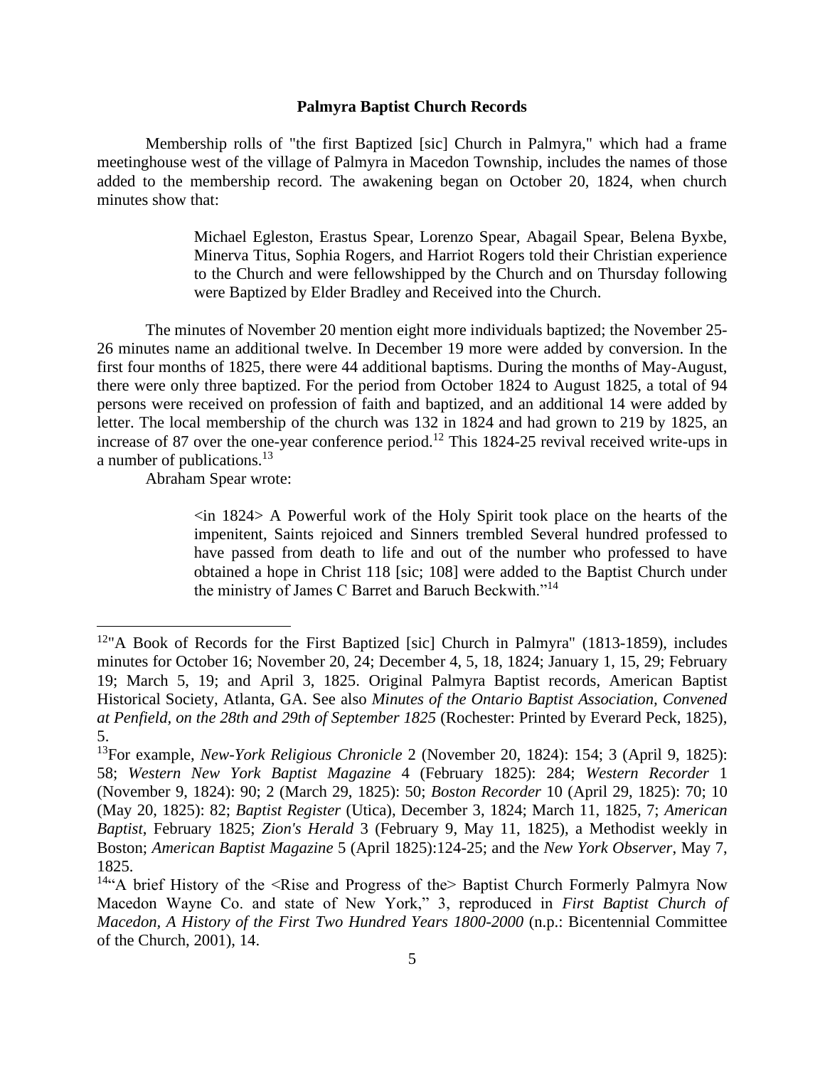### Palmyra Baptist Church Records

Membership rolls of "the first Baptized [sic] Church in Palmyra," which had a frame meetinghouse west of the village of Palmyra in Macedon Township, includes the names of those added to the membership record. The awakening began on October 20, 1824, when church minutes show that:

> Michael Egleston, Erastus Spear, Lorenzo Spear, Abagail Spear, Belena Byxbe, Minerva Titus, Sophia Rogers, and Harriot Rogers told their Christian experience to the Church and were fellowshipped by the Church and on Thursday following were Baptized by Elder Bradley and Received into the Church.

The minutes of November 20 mention eight more individuals baptized; the November 25-26 minutes name an additional twelve. In December 19 more were added by conversion. In the first four months of 1825, there were 44 additional baptisms. During the months of May-August, there were only three baptized. For the period from October 1824 to August 1825, a total of 94 persons were received on profession of faith and baptized, and an additional 14 were added by letter. The local membership of the church was 132 in 1824 and had grown to 219 by 1825, an increase of 87 over the one-year conference period.[12] This 1824-25 revival received write-ups in a number of publications.[13]

Abraham Spear wrote:

> <in 1824> A Powerful work of the Holy Spirit took place on the hearts of the impenitent, Saints rejoiced and Sinners trembled Several hundred professed to have passed from death to life and out of the number who professed to have obtained a hope in Christ 118 [sic; 108] were added to the Baptist Church under the ministry of James C Barret and Baruch Beckwith."[14]

---

[12]"A Book of Records for the First Baptized [sic] Church in Palmyra" (1813-1859), includes minutes for October 16; November 20, 24; December 4, 5, 18, 1824; January 1, 15, 29; February 19; March 5, 19; and April 3, 1825. Original Palmyra Baptist records, American Baptist Historical Society, Atlanta, GA. See also *Minutes of the Ontario Baptist Association, Convened at Penfield, on the 28th and 29th of September 1825* (Rochester: Printed by Everard Peck, 1825), 5.

[13]For example, *New-York Religious Chronicle* 2 (November 20, 1824): 154; 3 (April 9, 1825): 58; *Western New York Baptist Magazine* 4 (February 1825): 284; *Western Recorder* 1 (November 9, 1824): 90; 2 (March 29, 1825): 50; *Boston Recorder* 10 (April 29, 1825): 70; 10 (May 20, 1825): 82; *Baptist Register* (Utica), December 3, 1824; March 11, 1825, 7; *American Baptist*, February 1825; *Zion's Herald* 3 (February 9, May 11, 1825), a Methodist weekly in Boston; *American Baptist Magazine* 5 (April 1825):124-25; and the *New York Observer*, May 7, 1825.

[14]"A brief History of the <Rise and Progress of the> Baptist Church Formerly Palmyra Now Macedon Wayne Co. and state of New York," 3, reproduced in *First Baptist Church of Macedon, A History of the First Two Hundred Years 1800-2000* (n.p.: Bicentennial Committee of the Church, 2001), 14.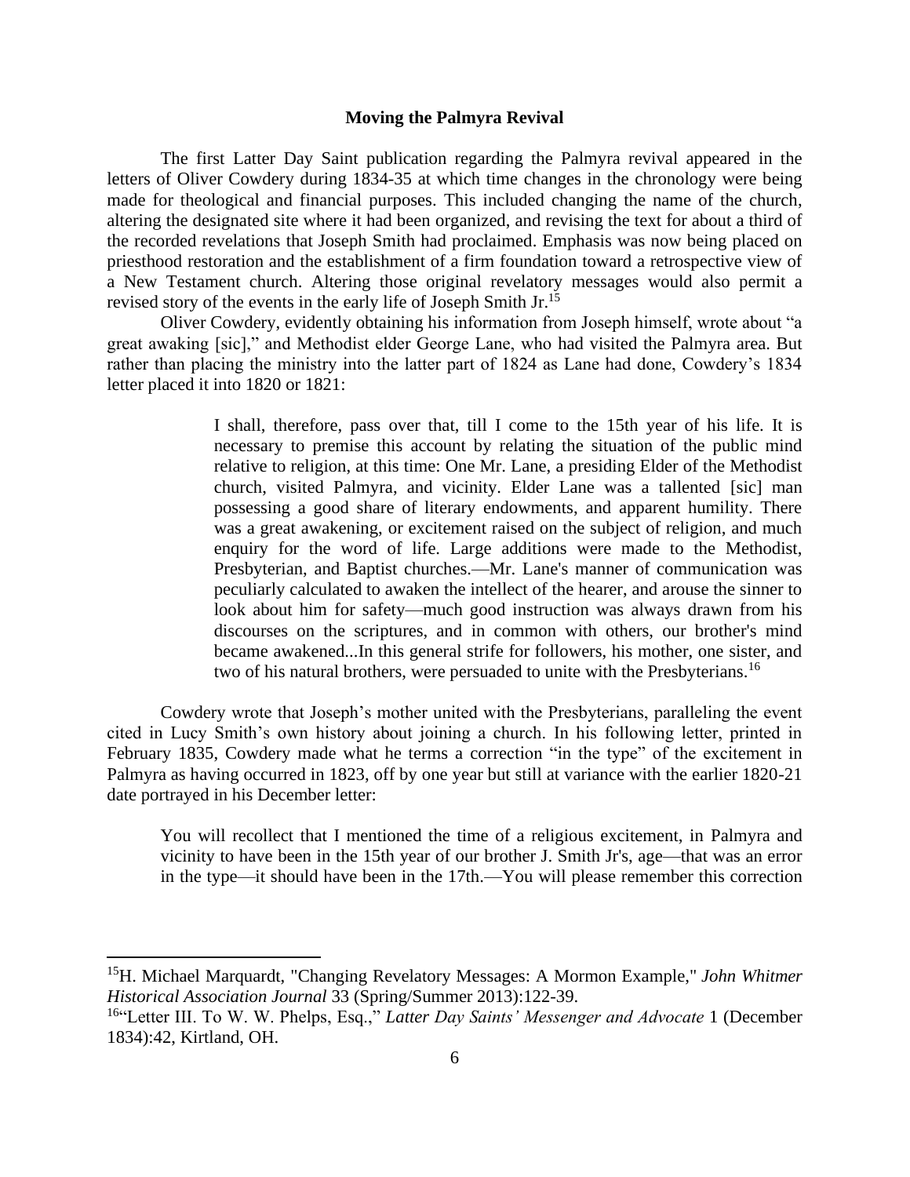## Moving the Palmyra Revival

The first Latter Day Saint publication regarding the Palmyra revival appeared in the letters of Oliver Cowdery during 1834-35 at which time changes in the chronology were being made for theological and financial purposes. This included changing the name of the church, altering the designated site where it had been organized, and revising the text for about a third of the recorded revelations that Joseph Smith had proclaimed. Emphasis was now being placed on priesthood restoration and the establishment of a firm foundation toward a retrospective view of a New Testament church. Altering those original revelatory messages would also permit a revised story of the events in the early life of Joseph Smith Jr.[15]

Oliver Cowdery, evidently obtaining his information from Joseph himself, wrote about "a great awaking [sic]," and Methodist elder George Lane, who had visited the Palmyra area. But rather than placing the ministry into the latter part of 1824 as Lane had done, Cowdery's 1834 letter placed it into 1820 or 1821:

> I shall, therefore, pass over that, till I come to the 15th year of his life. It is necessary to premise this account by relating the situation of the public mind relative to religion, at this time: One Mr. Lane, a presiding Elder of the Methodist church, visited Palmyra, and vicinity. Elder Lane was a tallented [sic] man possessing a good share of literary endowments, and apparent humility. There was a great awakening, or excitement raised on the subject of religion, and much enquiry for the word of life. Large additions were made to the Methodist, Presbyterian, and Baptist churches.—Mr. Lane's manner of communication was peculiarly calculated to awaken the intellect of the hearer, and arouse the sinner to look about him for safety—much good instruction was always drawn from his discourses on the scriptures, and in common with others, our brother's mind became awakened...In this general strife for followers, his mother, one sister, and two of his natural brothers, were persuaded to unite with the Presbyterians.[16]

Cowdery wrote that Joseph's mother united with the Presbyterians, paralleling the event cited in Lucy Smith's own history about joining a church. In his following letter, printed in February 1835, Cowdery made what he terms a correction "in the type" of the excitement in Palmyra as having occurred in 1823, off by one year but still at variance with the earlier 1820-21 date portrayed in his December letter:

> You will recollect that I mentioned the time of a religious excitement, in Palmyra and vicinity to have been in the 15th year of our brother J. Smith Jr's, age—that was an error in the type—it should have been in the 17th.—You will please remember this correction

---

[15] H. Michael Marquardt, "Changing Revelatory Messages: A Mormon Example," *John Whitmer Historical Association Journal* 33 (Spring/Summer 2013):122-39.

[16] "Letter III. To W. W. Phelps, Esq.," *Latter Day Saints' Messenger and Advocate* 1 (December 1834):42, Kirtland, OH.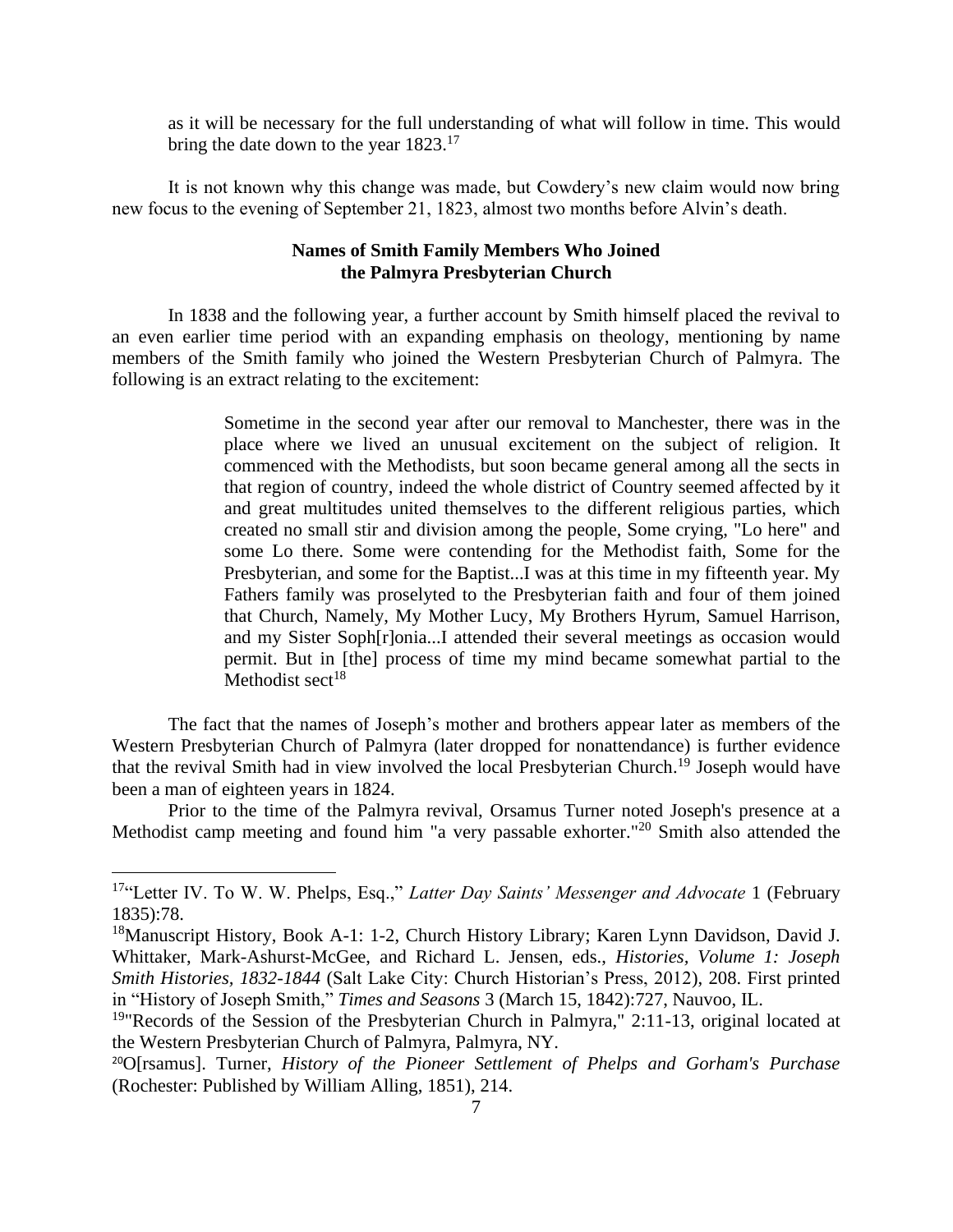> as it will be necessary for the full understanding of what will follow in time. This would bring the date down to the year 1823.[17]

It is not known why this change was made, but Cowdery's new claim would now bring new focus to the evening of September 21, 1823, almost two months before Alvin's death.

### Names of Smith Family Members Who Joined the Palmyra Presbyterian Church

In 1838 and the following year, a further account by Smith himself placed the revival to an even earlier time period with an expanding emphasis on theology, mentioning by name members of the Smith family who joined the Western Presbyterian Church of Palmyra. The following is an extract relating to the excitement:

> Sometime in the second year after our removal to Manchester, there was in the place where we lived an unusual excitement on the subject of religion. It commenced with the Methodists, but soon became general among all the sects in that region of country, indeed the whole district of Country seemed affected by it and great multitudes united themselves to the different religious parties, which created no small stir and division among the people, Some crying, "Lo here" and some Lo there. Some were contending for the Methodist faith, Some for the Presbyterian, and some for the Baptist...I was at this time in my fifteenth year. My Fathers family was proselyted to the Presbyterian faith and four of them joined that Church, Namely, My Mother Lucy, My Brothers Hyrum, Samuel Harrison, and my Sister Soph[r]onia...I attended their several meetings as occasion would permit. But in [the] process of time my mind became somewhat partial to the Methodist sect[18]

The fact that the names of Joseph's mother and brothers appear later as members of the Western Presbyterian Church of Palmyra (later dropped for nonattendance) is further evidence that the revival Smith had in view involved the local Presbyterian Church.[19] Joseph would have been a man of eighteen years in 1824.

Prior to the time of the Palmyra revival, Orsamus Turner noted Joseph's presence at a Methodist camp meeting and found him "a very passable exhorter."[20] Smith also attended the

---

[17] "Letter IV. To W. W. Phelps, Esq.," *Latter Day Saints' Messenger and Advocate* 1 (February 1835):78.

[18] Manuscript History, Book A-1: 1-2, Church History Library; Karen Lynn Davidson, David J. Whittaker, Mark-Ashurst-McGee, and Richard L. Jensen, eds., *Histories, Volume 1: Joseph Smith Histories, 1832-1844* (Salt Lake City: Church Historian's Press, 2012), 208. First printed in "History of Joseph Smith," *Times and Seasons* 3 (March 15, 1842):727, Nauvoo, IL.

[19] "Records of the Session of the Presbyterian Church in Palmyra," 2:11-13, original located at the Western Presbyterian Church of Palmyra, Palmyra, NY.

[20] O[rsamus]. Turner, *History of the Pioneer Settlement of Phelps and Gorham's Purchase* (Rochester: Published by William Alling, 1851), 214.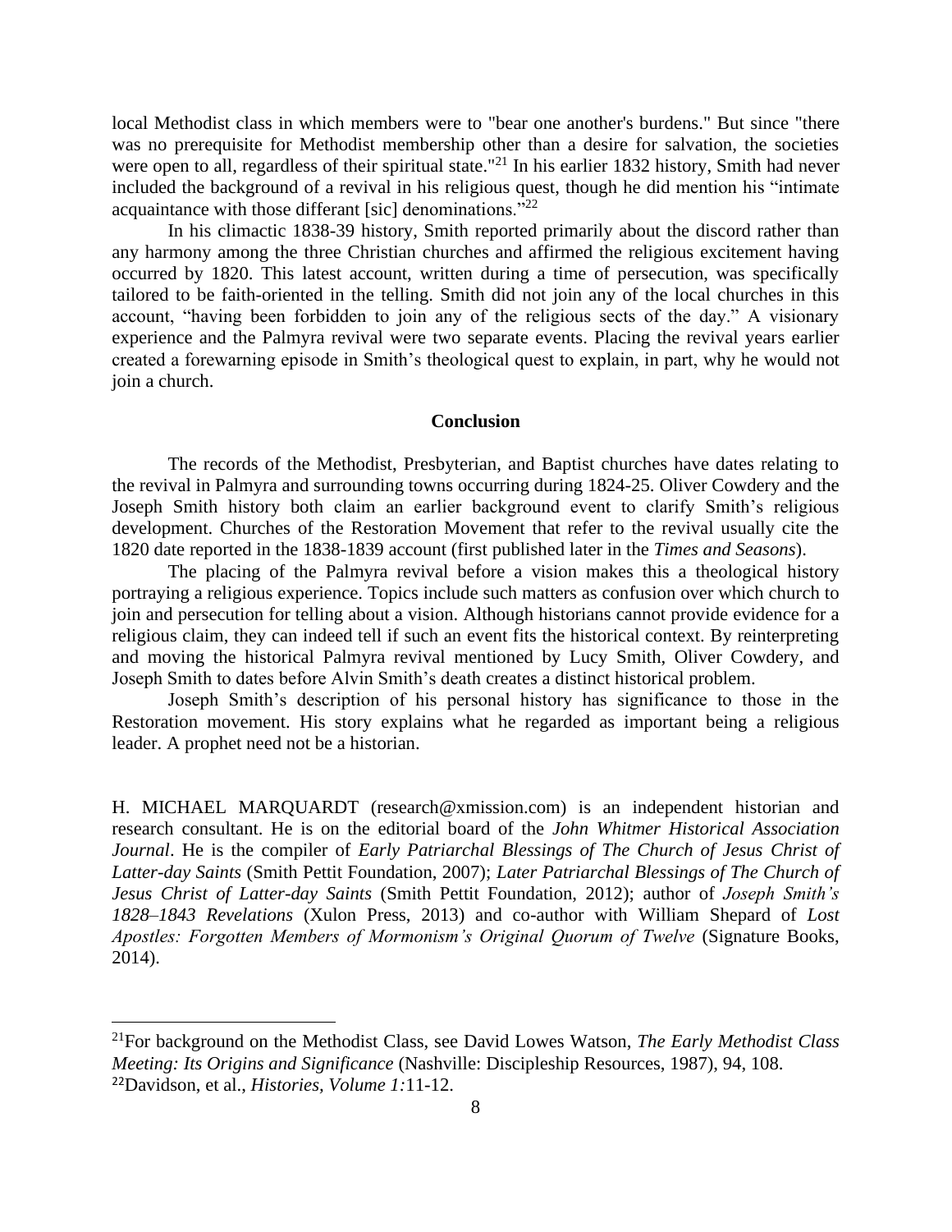local Methodist class in which members were to "bear one another's burdens." But since "there was no prerequisite for Methodist membership other than a desire for salvation, the societies were open to all, regardless of their spiritual state."[21] In his earlier 1832 history, Smith had never included the background of a revival in his religious quest, though he did mention his "intimate acquaintance with those differant [sic] denominations."[22]

In his climactic 1838-39 history, Smith reported primarily about the discord rather than any harmony among the three Christian churches and affirmed the religious excitement having occurred by 1820. This latest account, written during a time of persecution, was specifically tailored to be faith-oriented in the telling. Smith did not join any of the local churches in this account, "having been forbidden to join any of the religious sects of the day." A visionary experience and the Palmyra revival were two separate events. Placing the revival years earlier created a forewarning episode in Smith's theological quest to explain, in part, why he would not join a church.

## Conclusion

The records of the Methodist, Presbyterian, and Baptist churches have dates relating to the revival in Palmyra and surrounding towns occurring during 1824-25. Oliver Cowdery and the Joseph Smith history both claim an earlier background event to clarify Smith's religious development. Churches of the Restoration Movement that refer to the revival usually cite the 1820 date reported in the 1838-1839 account (first published later in the *Times and Seasons*).

The placing of the Palmyra revival before a vision makes this a theological history portraying a religious experience. Topics include such matters as confusion over which church to join and persecution for telling about a vision. Although historians cannot provide evidence for a religious claim, they can indeed tell if such an event fits the historical context. By reinterpreting and moving the historical Palmyra revival mentioned by Lucy Smith, Oliver Cowdery, and Joseph Smith to dates before Alvin Smith's death creates a distinct historical problem.

Joseph Smith's description of his personal history has significance to those in the Restoration movement. His story explains what he regarded as important being a religious leader. A prophet need not be a historian.

H. MICHAEL MARQUARDT (research@xmission.com) is an independent historian and research consultant. He is on the editorial board of the *John Whitmer Historical Association Journal*. He is the compiler of *Early Patriarchal Blessings of The Church of Jesus Christ of Latter-day Saints* (Smith Pettit Foundation, 2007); *Later Patriarchal Blessings of The Church of Jesus Christ of Latter-day Saints* (Smith Pettit Foundation, 2012); author of *Joseph Smith's 1828–1843 Revelations* (Xulon Press, 2013) and co-author with William Shepard of *Lost Apostles: Forgotten Members of Mormonism's Original Quorum of Twelve* (Signature Books, 2014).

---

[21] For background on the Methodist Class, see David Lowes Watson, *The Early Methodist Class Meeting: Its Origins and Significance* (Nashville: Discipleship Resources, 1987), 94, 108.

[22] Davidson, et al., *Histories, Volume 1:*11-12.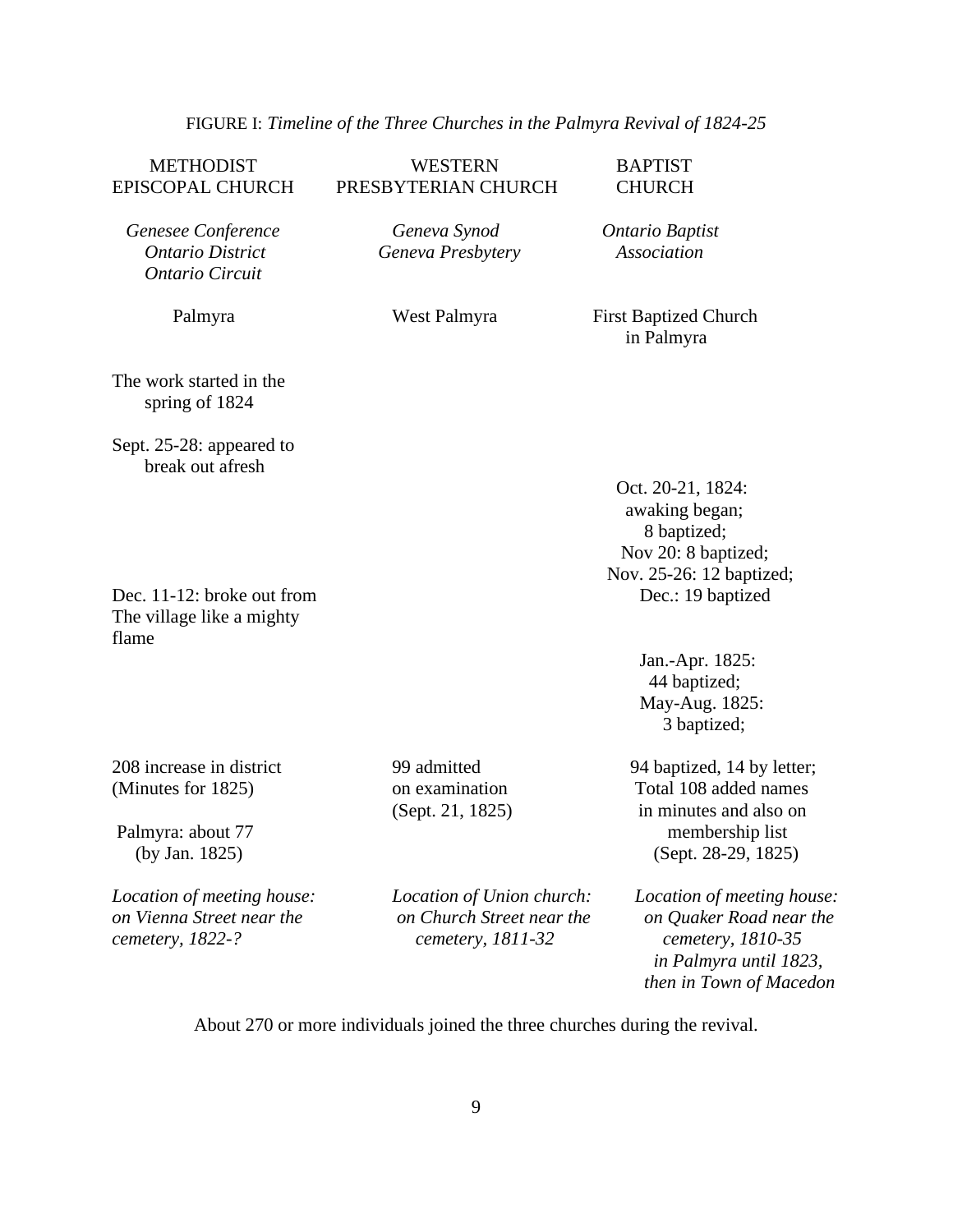FIGURE I: *Timeline of the Three Churches in the Palmyra Revival of 1824-25*

| METHODIST EPISCOPAL CHURCH | WESTERN PRESBYTERIAN CHURCH | BAPTIST CHURCH |
|---|---|---|
| *Genesee Conference Ontario District Ontario Circuit* | *Geneva Synod Geneva Presbytery* | *Ontario Baptist Association* |
| Palmyra | West Palmyra | First Baptized Church in Palmyra |
| The work started in the spring of 1824 | | |
| Sept. 25-28: appeared to break out afresh | | |
| | | Oct. 20-21, 1824: awaking began; 8 baptized; Nov 20: 8 baptized; Nov. 25-26: 12 baptized; |
| Dec. 11-12: broke out from The village like a mighty flame | | Dec.: 19 baptized |
| | | Jan.-Apr. 1825: 44 baptized; May-Aug. 1825: 3 baptized; |
| 208 increase in district (Minutes for 1825) Palmyra: about 77 (by Jan. 1825) | 99 admitted on examination (Sept. 21, 1825) | 94 baptized, 14 by letter; Total 108 added names in minutes and also on membership list (Sept. 28-29, 1825) |
| *Location of meeting house: on Vienna Street near the cemetery, 1822-?* | *Location of Union church: on Church Street near the cemetery, 1811-32* | *Location of meeting house: on Quaker Road near the cemetery, 1810-35 in Palmyra until 1823, then in Town of Macedon* |

About 270 or more individuals joined the three churches during the revival.